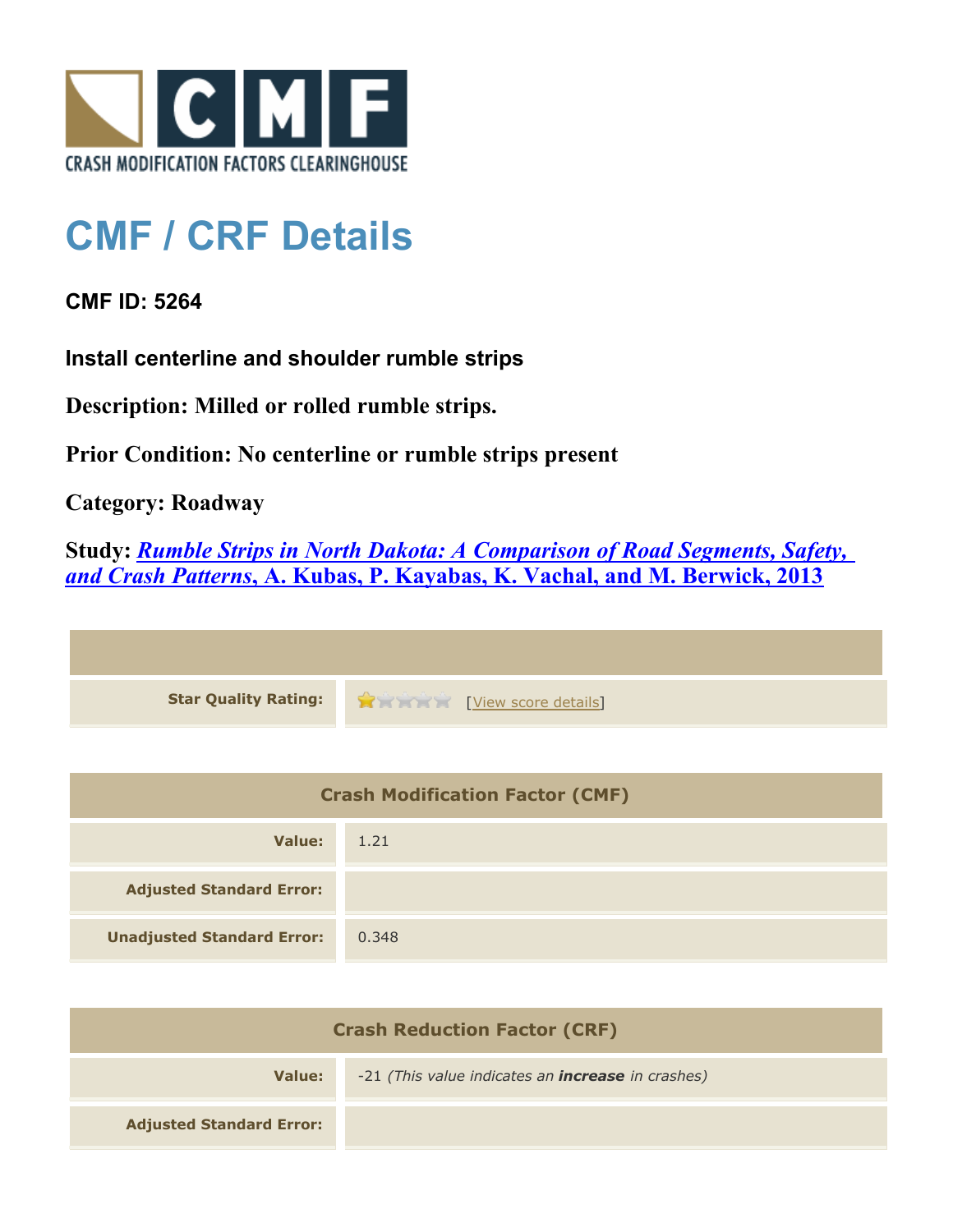# CMF / CRF Details

**CMF ID: 5264**

**Install centerline and shoulder rumble strips**

**Description: Milled or rolled rumble strips.**

**Prior Condition: No centerline or rumble strips present**

**Category: Roadway**

**Study: *Rumble Strips in North Dakota: A Comparison of Road Segments, Safety, and Crash Patterns*, A. Kubas, P. Kayabas, K. Vachal, and M. Berwick, 2013**

| | |
|---|---|
| **Star Quality Rating:** | 1 of 5 stars [View score details] |

| Crash Modification Factor (CMF) | |
|---|---|
| **Value:** | 1.21 |
| **Adjusted Standard Error:** | |
| **Unadjusted Standard Error:** | 0.348 |

| Crash Reduction Factor (CRF) | |
|---|---|
| **Value:** | -21 *(This value indicates an **increase** in crashes)* |
| **Adjusted Standard Error:** | |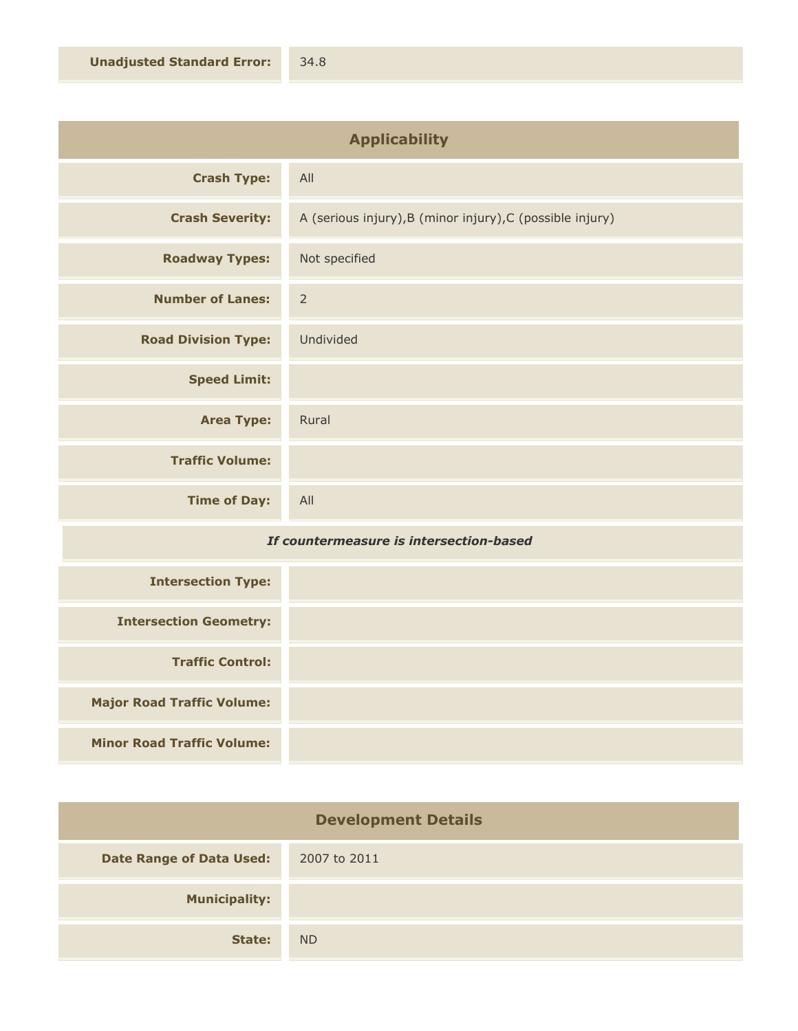| | |
|---|---|
| **Unadjusted Standard Error:** | 34.8 |

## Applicability

| | |
|---|---|
| **Crash Type:** | All |
| **Crash Severity:** | A (serious injury),B (minor injury),C (possible injury) |
| **Roadway Types:** | Not specified |
| **Number of Lanes:** | 2 |
| **Road Division Type:** | Undivided |
| **Speed Limit:** | |
| **Area Type:** | Rural |
| **Traffic Volume:** | |
| **Time of Day:** | All |

***If countermeasure is intersection-based***

| | |
|---|---|
| **Intersection Type:** | |
| **Intersection Geometry:** | |
| **Traffic Control:** | |
| **Major Road Traffic Volume:** | |
| **Minor Road Traffic Volume:** | |

## Development Details

| | |
|---|---|
| **Date Range of Data Used:** | 2007 to 2011 |
| **Municipality:** | |
| **State:** | ND |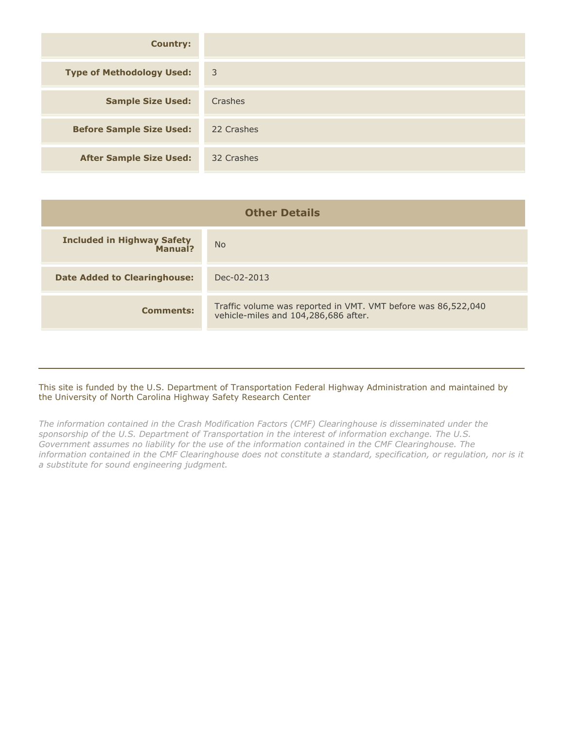| | |
|---|---|
| **Country:** | |
| **Type of Methodology Used:** | 3 |
| **Sample Size Used:** | Crashes |
| **Before Sample Size Used:** | 22 Crashes |
| **After Sample Size Used:** | 32 Crashes |

## Other Details

| | |
|---|---|
| **Included in Highway Safety Manual?** | No |
| **Date Added to Clearinghouse:** | Dec-02-2013 |
| **Comments:** | Traffic volume was reported in VMT. VMT before was 86,522,040 vehicle-miles and 104,286,686 after. |

---

This site is funded by the U.S. Department of Transportation Federal Highway Administration and maintained by the University of North Carolina Highway Safety Research Center

*The information contained in the Crash Modification Factors (CMF) Clearinghouse is disseminated under the sponsorship of the U.S. Department of Transportation in the interest of information exchange. The U.S. Government assumes no liability for the use of the information contained in the CMF Clearinghouse. The information contained in the CMF Clearinghouse does not constitute a standard, specification, or regulation, nor is it a substitute for sound engineering judgment.*